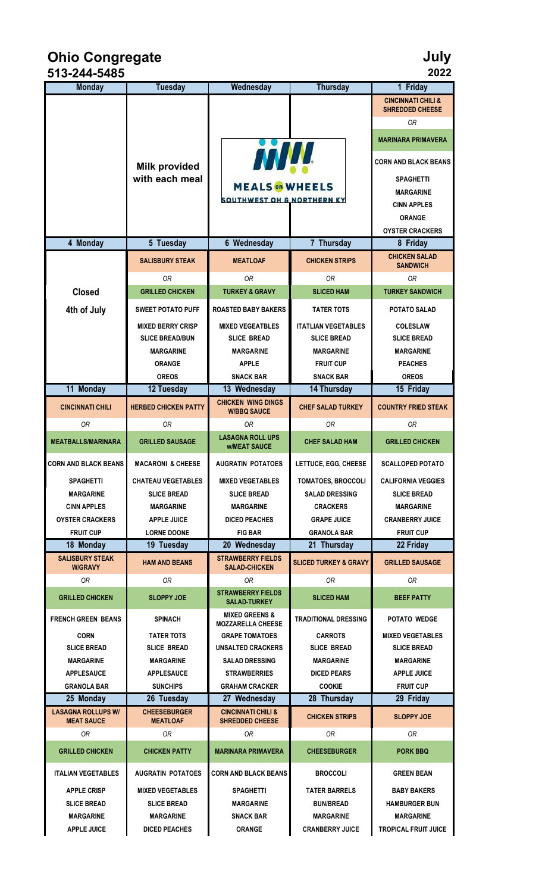# Ohio Congregate

**513-244-5485**

# July 2022

| Monday | Tuesday | Wednesday | Thursday | 1 Friday |
|---|---|---|---|---|
| | | | | CINCINNATI CHILI & SHREDDED CHEESE |
| | | | | OR |
| | | | | MARINARA PRIMAVERA |
| | Milk provided with each meal | MEALS on WHEELS SOUTHWEST OH & NORTHERN KY | | CORN AND BLACK BEANS |
| | | | | SPAGHETTI |
| | | | | MARGARINE |
| | | | | CINN APPLES |
| | | | | ORANGE |
| | | | | OYSTER CRACKERS |
| **4 Monday** | **5 Tuesday** | **6 Wednesday** | **7 Thursday** | **8 Friday** |
| | SALISBURY STEAK | MEATLOAF | CHICKEN STRIPS | CHICKEN SALAD SANDWICH |
| | OR | OR | OR | OR |
| Closed | GRILLED CHICKEN | TURKEY & GRAVY | SLICED HAM | TURKEY SANDWICH |
| 4th of July | SWEET POTATO PUFF | ROASTED BABY BAKERS | TATER TOTS | POTATO SALAD |
| | MIXED BERRY CRISP | MIXED VEGEATBLES | ITATLIAN VEGETABLES | COLESLAW |
| | SLICE BREAD/BUN | SLICE BREAD | SLICE BREAD | SLICE BREAD |
| | MARGARINE | MARGARINE | MARGARINE | MARGARINE |
| | ORANGE | APPLE | FRUIT CUP | PEACHES |
| | OREOS | SNACK BAR | SNACK BAR | OREOS |
| **11 Monday** | **12 Tuesday** | **13 Wednesday** | **14 Thursday** | **15 Friday** |
| CINCINNATI CHILI | HERBED CHICKEN PATTY | CHICKEN WING DINGS W/BBQ SAUCE | CHEF SALAD TURKEY | COUNTRY FRIED STEAK |
| OR | OR | OR | OR | OR |
| MEATBALLS/MARINARA | GRILLED SAUSAGE | LASAGNA ROLL UPS w/MEAT SAUCE | CHEF SALAD HAM | GRILLED CHICKEN |
| CORN AND BLACK BEANS | MACARONI & CHEESE | AUGRATIN POTATOES | LETTUCE, EGG, CHEESE | SCALLOPED POTATO |
| SPAGHETTI | CHATEAU VEGETABLES | MIXED VEGETABLES | TOMATOES, BROCCOLI | CALIFORNIA VEGGIES |
| MARGARINE | SLICE BREAD | SLICE BREAD | SALAD DRESSING | SLICE BREAD |
| CINN APPLES | MARGARINE | MARGARINE | CRACKERS | MARGARINE |
| OYSTER CRACKERS | APPLE JUICE | DICED PEACHES | GRAPE JUICE | CRANBERRY JUICE |
| FRUIT CUP | LORNE DOONE | FIG BAR | GRANOLA BAR | FRUIT CUP |
| **18 Monday** | **19 Tuesday** | **20 Wednesday** | **21 Thursday** | **22 Friday** |
| SALISBURY STEAK W/GRAVY | HAM AND BEANS | STRAWBERRY FIELDS SALAD-CHICKEN | SLICED TURKEY & GRAVY | GRILLED SAUSAGE |
| OR | OR | OR | OR | OR |
| GRILLED CHICKEN | SLOPPY JOE | STRAWBERRY FIELDS SALAD-TURKEY | SLICED HAM | BEEF PATTY |
| FRENCH GREEN BEANS | SPINACH | MIXED GREENS & MOZZARELLA CHEESE | TRADITIONAL DRESSING | POTATO WEDGE |
| CORN | TATER TOTS | GRAPE TOMATOES | CARROTS | MIXED VEGETABLES |
| SLICE BREAD | SLICE BREAD | UNSALTED CRACKERS | SLICE BREAD | SLICE BREAD |
| MARGARINE | MARGARINE | SALAD DRESSING | MARGARINE | MARGARINE |
| APPLESAUCE | APPLESAUCE | STRAWBERRIES | DICED PEARS | APPLE JUICE |
| GRANOLA BAR | SUNCHIPS | GRAHAM CRACKER | COOKIE | FRUIT CUP |
| **25 Monday** | **26 Tuesday** | **27 Wednesday** | **28 Thursday** | **29 Friday** |
| LASAGNA ROLLUPS W/ MEAT SAUCE | CHEESEBURGER MEATLOAF | CINCINNATI CHILI & SHREDDED CHEESE | CHICKEN STRIPS | SLOPPY JOE |
| OR | OR | OR | OR | OR |
| GRILLED CHICKEN | CHICKEN PATTY | MARINARA PRIMAVERA | CHEESEBURGER | PORK BBQ |
| ITALIAN VEGETABLES | AUGRATIN POTATOES | CORN AND BLACK BEANS | BROCCOLI | GREEN BEAN |
| APPLE CRISP | MIXED VEGETABLES | SPAGHETTI | TATER BARRELS | BABY BAKERS |
| SLICE BREAD | SLICE BREAD | MARGARINE | BUN/BREAD | HAMBURGER BUN |
| MARGARINE | MARGARINE | SNACK BAR | MARGARINE | MARGARINE |
| APPLE JUICE | DICED PEACHES | ORANGE | CRANBERRY JUICE | TROPICAL FRUIT JUICE |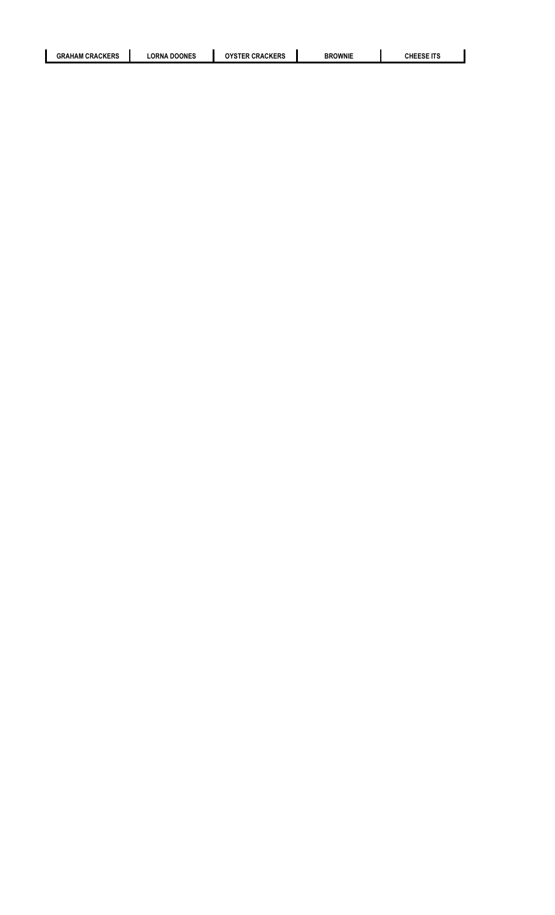| GRAHAM CRACKERS | LORNA DOONES | OYSTER CRACKERS | BROWNIE | CHEESE ITS |
|---|---|---|---|---|